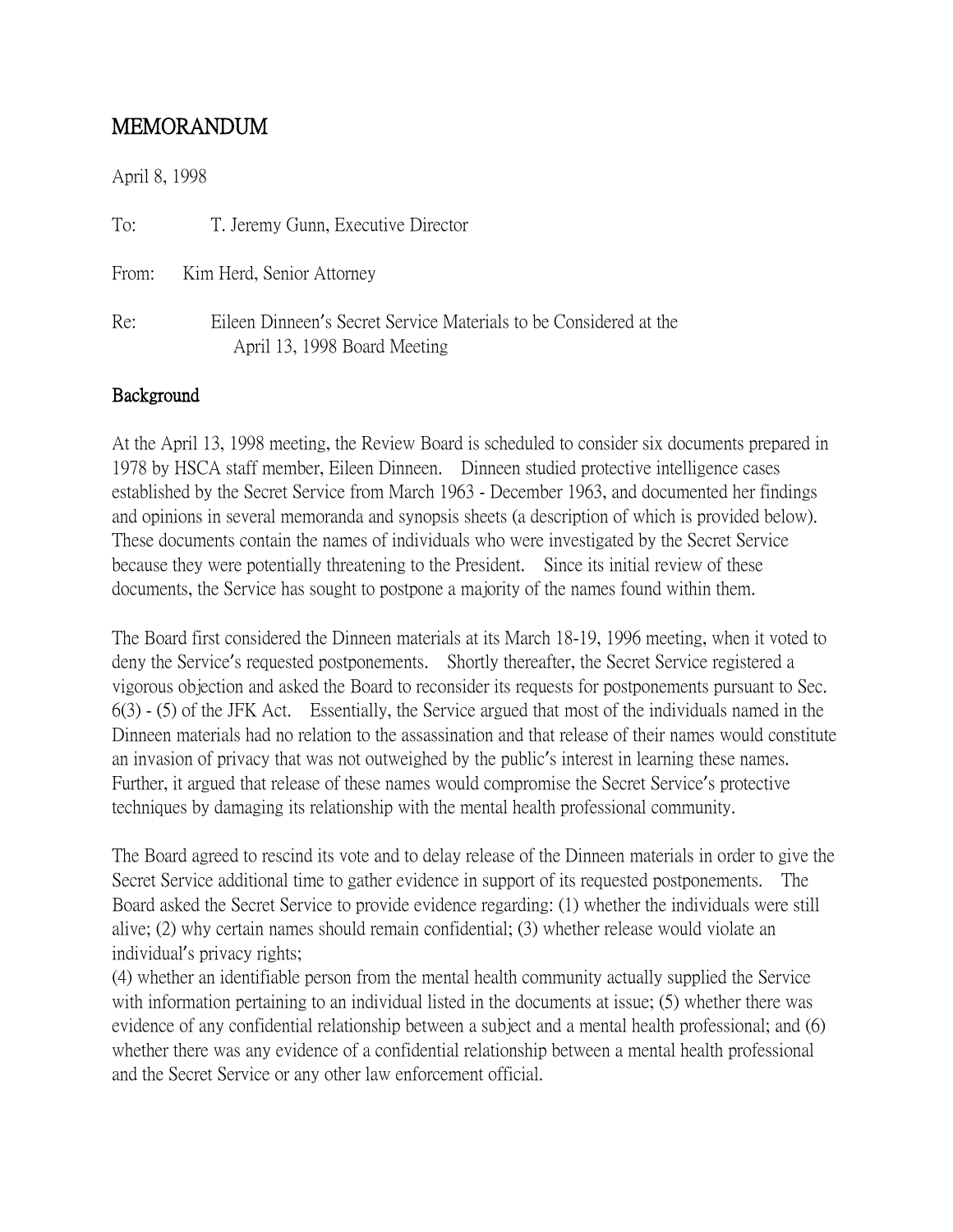# MEMORANDUM

April 8, 1998

To: T. Jeremy Gunn, Executive Director

From: Kim Herd, Senior Attorney

Re: Eileen Dinneen's Secret Service Materials to be Considered at the April 13, 1998 Board Meeting

## Background

At the April 13, 1998 meeting, the Review Board is scheduled to consider six documents prepared in 1978 by HSCA staff member, Eileen Dinneen. Dinneen studied protective intelligence cases established by the Secret Service from March 1963 - December 1963, and documented her findings and opinions in several memoranda and synopsis sheets (a description of which is provided below). These documents contain the names of individuals who were investigated by the Secret Service because they were potentially threatening to the President. Since its initial review of these documents, the Service has sought to postpone a majority of the names found within them.

The Board first considered the Dinneen materials at its March 18-19, 1996 meeting, when it voted to deny the Service's requested postponements. Shortly thereafter, the Secret Service registered a vigorous objection and asked the Board to reconsider its requests for postponements pursuant to Sec. 6(3) - (5) of the JFK Act. Essentially, the Service argued that most of the individuals named in the Dinneen materials had no relation to the assassination and that release of their names would constitute an invasion of privacy that was not outweighed by the public's interest in learning these names. Further, it argued that release of these names would compromise the Secret Service's protective techniques by damaging its relationship with the mental health professional community.

The Board agreed to rescind its vote and to delay release of the Dinneen materials in order to give the Secret Service additional time to gather evidence in support of its requested postponements. The Board asked the Secret Service to provide evidence regarding: (1) whether the individuals were still alive; (2) why certain names should remain confidential; (3) whether release would violate an individual's privacy rights;
(4) whether an identifiable person from the mental health community actually supplied the Service with information pertaining to an individual listed in the documents at issue; (5) whether there was evidence of any confidential relationship between a subject and a mental health professional; and (6) whether there was any evidence of a confidential relationship between a mental health professional and the Secret Service or any other law enforcement official.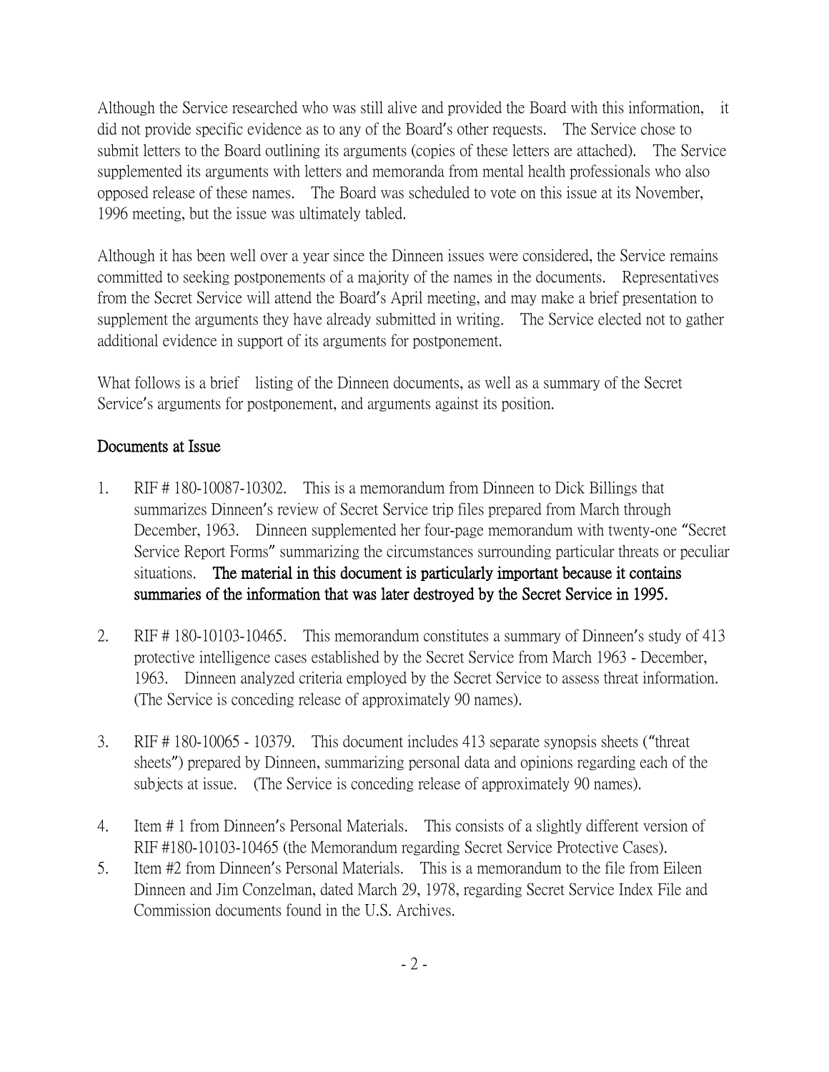Although the Service researched who was still alive and provided the Board with this information, it did not provide specific evidence as to any of the Board's other requests. The Service chose to submit letters to the Board outlining its arguments (copies of these letters are attached). The Service supplemented its arguments with letters and memoranda from mental health professionals who also opposed release of these names. The Board was scheduled to vote on this issue at its November, 1996 meeting, but the issue was ultimately tabled.

Although it has been well over a year since the Dinneen issues were considered, the Service remains committed to seeking postponements of a majority of the names in the documents. Representatives from the Secret Service will attend the Board's April meeting, and may make a brief presentation to supplement the arguments they have already submitted in writing. The Service elected not to gather additional evidence in support of its arguments for postponement.

What follows is a brief listing of the Dinneen documents, as well as a summary of the Secret Service's arguments for postponement, and arguments against its position.

## Documents at Issue

1. RIF # 180-10087-10302. This is a memorandum from Dinneen to Dick Billings that summarizes Dinneen's review of Secret Service trip files prepared from March through December, 1963. Dinneen supplemented her four-page memorandum with twenty-one "Secret Service Report Forms" summarizing the circumstances surrounding particular threats or peculiar situations. **The material in this document is particularly important because it contains summaries of the information that was later destroyed by the Secret Service in 1995.**

2. RIF # 180-10103-10465. This memorandum constitutes a summary of Dinneen's study of 413 protective intelligence cases established by the Secret Service from March 1963 - December, 1963. Dinneen analyzed criteria employed by the Secret Service to assess threat information. (The Service is conceding release of approximately 90 names).

3. RIF # 180-10065 - 10379. This document includes 413 separate synopsis sheets ("threat sheets") prepared by Dinneen, summarizing personal data and opinions regarding each of the subjects at issue. (The Service is conceding release of approximately 90 names).

4. Item # 1 from Dinneen's Personal Materials. This consists of a slightly different version of RIF #180-10103-10465 (the Memorandum regarding Secret Service Protective Cases).

5. Item #2 from Dinneen's Personal Materials. This is a memorandum to the file from Eileen Dinneen and Jim Conzelman, dated March 29, 1978, regarding Secret Service Index File and Commission documents found in the U.S. Archives.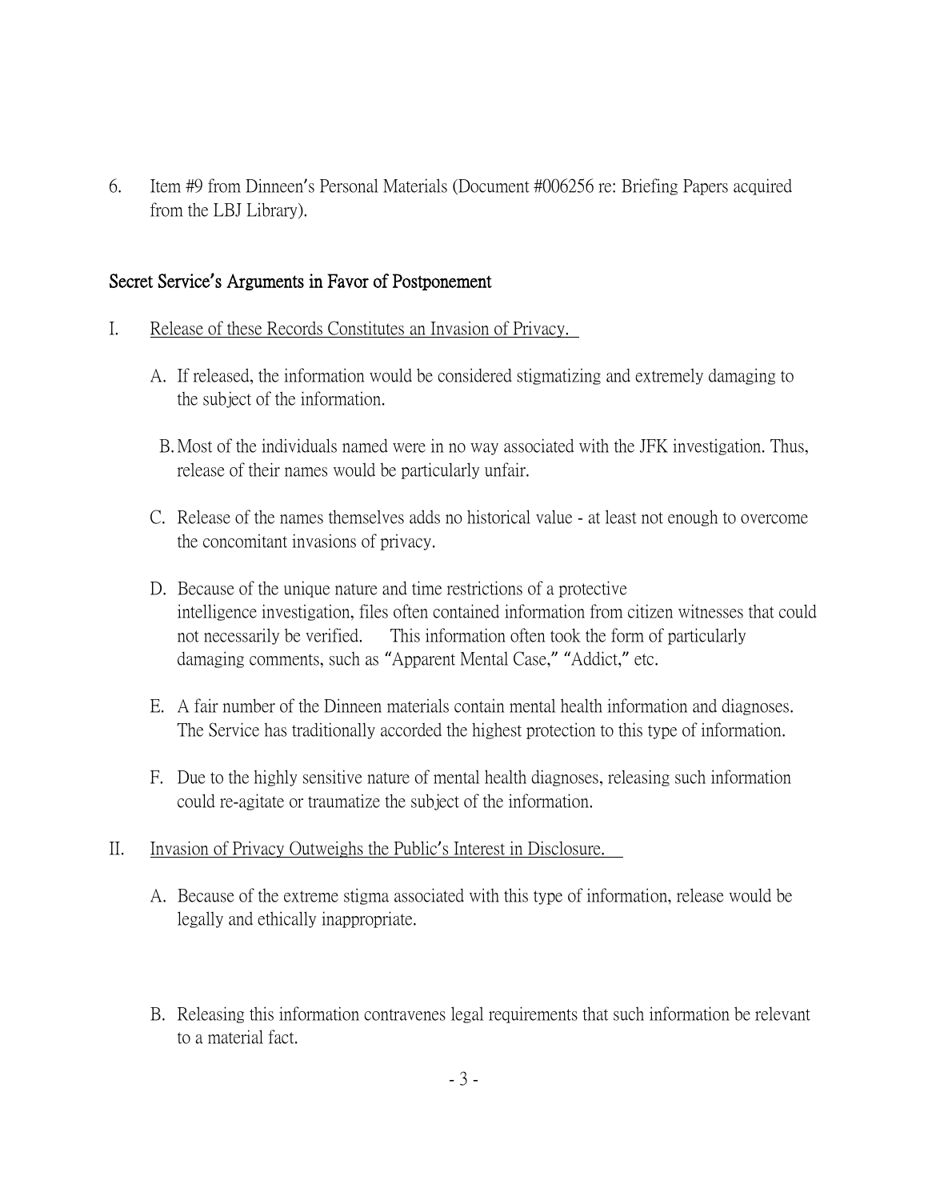6. Item #9 from Dinneen's Personal Materials (Document #006256 re: Briefing Papers acquired from the LBJ Library).

## Secret Service's Arguments in Favor of Postponement

I. Release of these Records Constitutes an Invasion of Privacy.

   A. If released, the information would be considered stigmatizing and extremely damaging to the subject of the information.

   B. Most of the individuals named were in no way associated with the JFK investigation. Thus, release of their names would be particularly unfair.

   C. Release of the names themselves adds no historical value - at least not enough to overcome the concomitant invasions of privacy.

   D. Because of the unique nature and time restrictions of a protective intelligence investigation, files often contained information from citizen witnesses that could not necessarily be verified. This information often took the form of particularly damaging comments, such as "Apparent Mental Case," "Addict," etc.

   E. A fair number of the Dinneen materials contain mental health information and diagnoses. The Service has traditionally accorded the highest protection to this type of information.

   F. Due to the highly sensitive nature of mental health diagnoses, releasing such information could re-agitate or traumatize the subject of the information.

II. Invasion of Privacy Outweighs the Public's Interest in Disclosure.

   A. Because of the extreme stigma associated with this type of information, release would be legally and ethically inappropriate.

   B. Releasing this information contravenes legal requirements that such information be relevant to a material fact.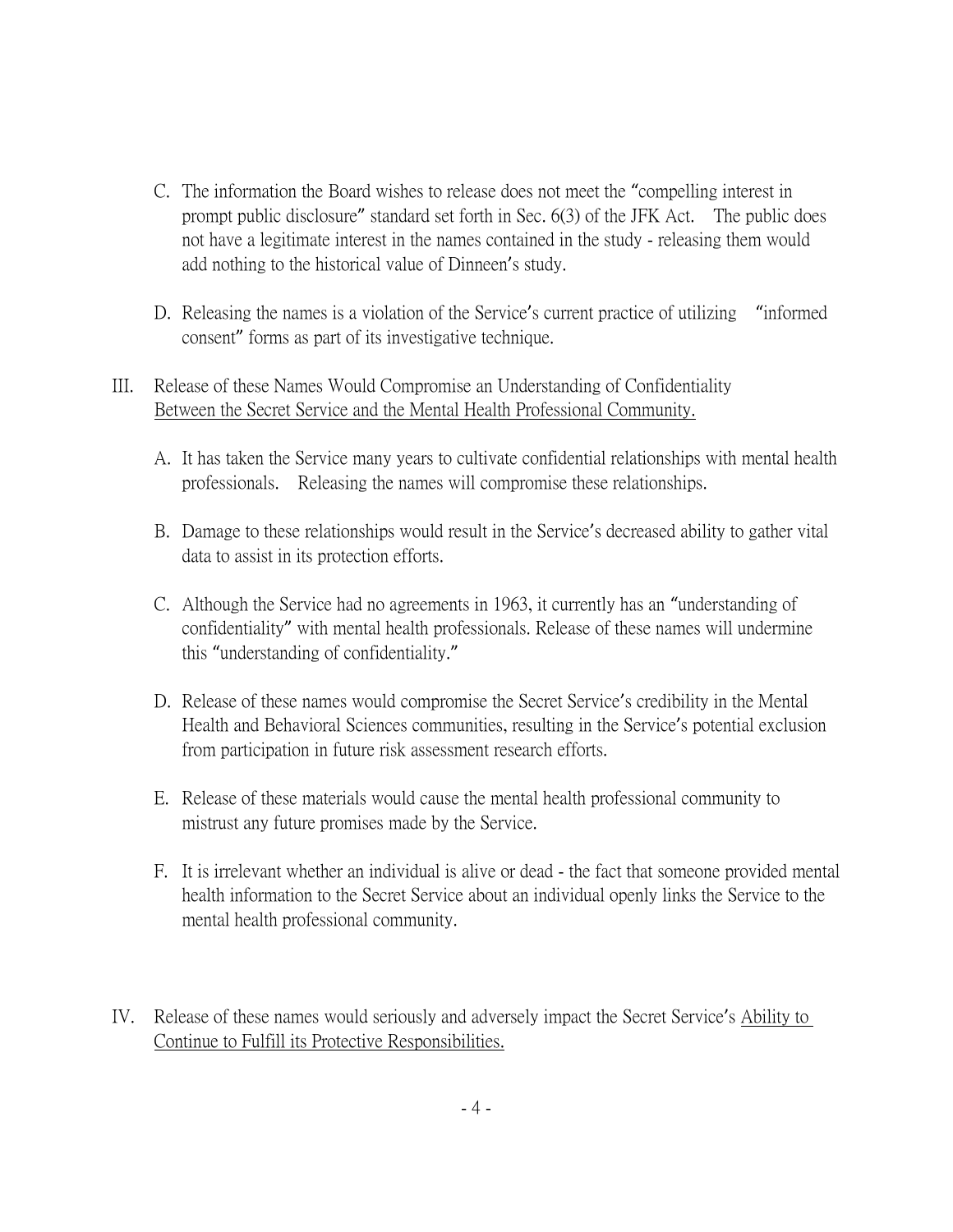C. The information the Board wishes to release does not meet the "compelling interest in prompt public disclosure" standard set forth in Sec. 6(3) of the JFK Act. The public does not have a legitimate interest in the names contained in the study - releasing them would add nothing to the historical value of Dinneen's study.

D. Releasing the names is a violation of the Service's current practice of utilizing "informed consent" forms as part of its investigative technique.

III. Release of these Names Would Compromise an Understanding of Confidentiality <u>Between the Secret Service and the Mental Health Professional Community.</u>

A. It has taken the Service many years to cultivate confidential relationships with mental health professionals. Releasing the names will compromise these relationships.

B. Damage to these relationships would result in the Service's decreased ability to gather vital data to assist in its protection efforts.

C. Although the Service had no agreements in 1963, it currently has an "understanding of confidentiality" with mental health professionals. Release of these names will undermine this "understanding of confidentiality."

D. Release of these names would compromise the Secret Service's credibility in the Mental Health and Behavioral Sciences communities, resulting in the Service's potential exclusion from participation in future risk assessment research efforts.

E. Release of these materials would cause the mental health professional community to mistrust any future promises made by the Service.

F. It is irrelevant whether an individual is alive or dead - the fact that someone provided mental health information to the Secret Service about an individual openly links the Service to the mental health professional community.

IV. Release of these names would seriously and adversely impact the Secret Service's <u>Ability to Continue to Fulfill its Protective Responsibilities.</u>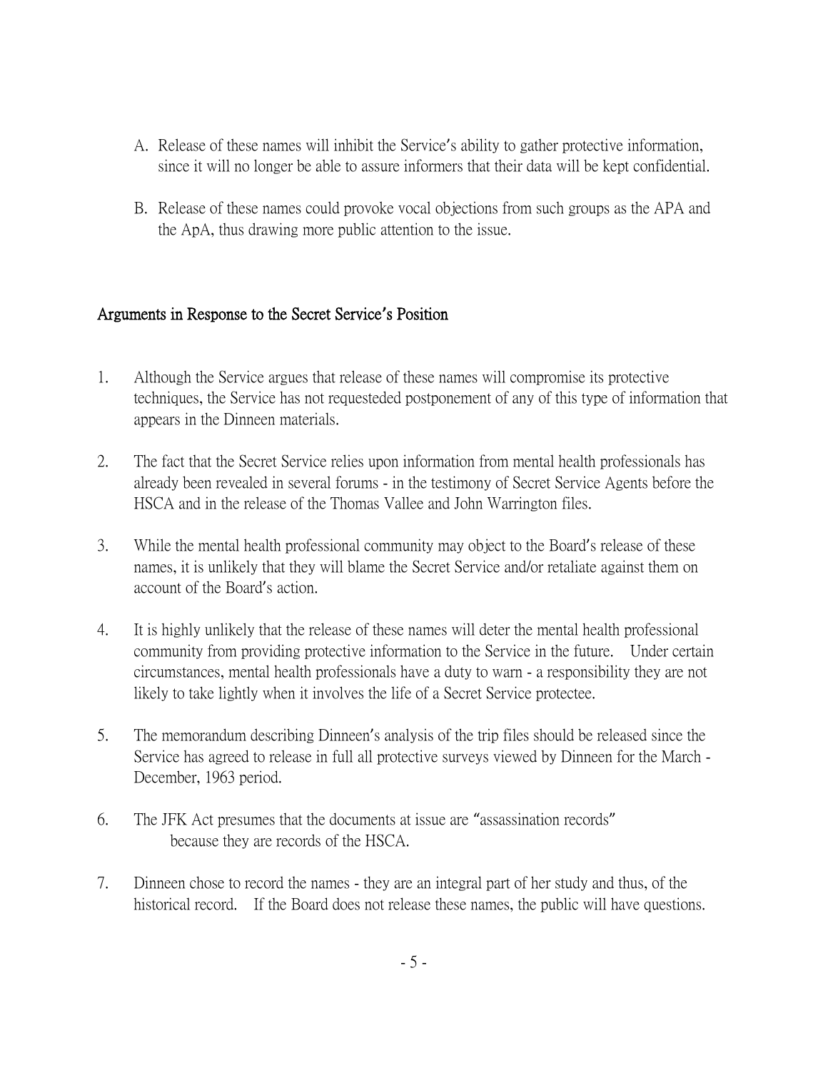A. Release of these names will inhibit the Service's ability to gather protective information, since it will no longer be able to assure informers that their data will be kept confidential.

B. Release of these names could provoke vocal objections from such groups as the APA and the ApA, thus drawing more public attention to the issue.

## Arguments in Response to the Secret Service's Position

1. Although the Service argues that release of these names will compromise its protective techniques, the Service has not requesteded postponement of any of this type of information that appears in the Dinneen materials.

2. The fact that the Secret Service relies upon information from mental health professionals has already been revealed in several forums - in the testimony of Secret Service Agents before the HSCA and in the release of the Thomas Vallee and John Warrington files.

3. While the mental health professional community may object to the Board's release of these names, it is unlikely that they will blame the Secret Service and/or retaliate against them on account of the Board's action.

4. It is highly unlikely that the release of these names will deter the mental health professional community from providing protective information to the Service in the future. Under certain circumstances, mental health professionals have a duty to warn - a responsibility they are not likely to take lightly when it involves the life of a Secret Service protectee.

5. The memorandum describing Dinneen's analysis of the trip files should be released since the Service has agreed to release in full all protective surveys viewed by Dinneen for the March - December, 1963 period.

6. The JFK Act presumes that the documents at issue are "assassination records" because they are records of the HSCA.

7. Dinneen chose to record the names - they are an integral part of her study and thus, of the historical record. If the Board does not release these names, the public will have questions.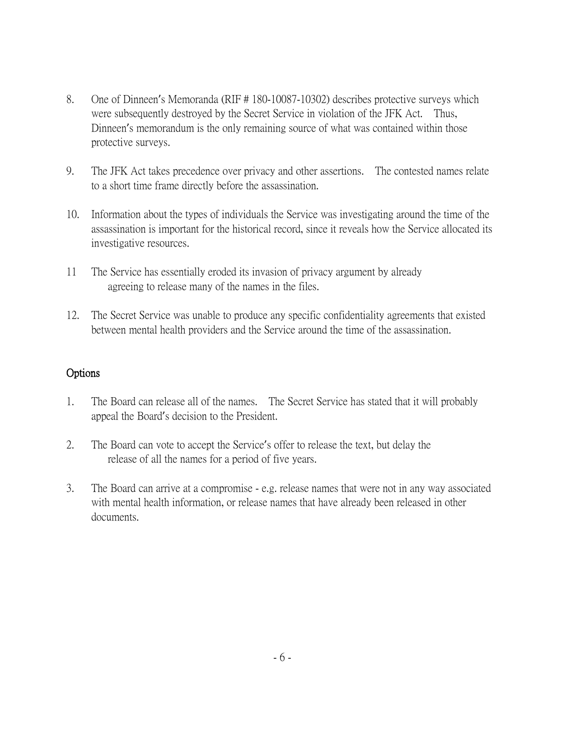8. One of Dinneen's Memoranda (RIF # 180-10087-10302) describes protective surveys which were subsequently destroyed by the Secret Service in violation of the JFK Act. Thus, Dinneen's memorandum is the only remaining source of what was contained within those protective surveys.

9. The JFK Act takes precedence over privacy and other assertions. The contested names relate to a short time frame directly before the assassination.

10. Information about the types of individuals the Service was investigating around the time of the assassination is important for the historical record, since it reveals how the Service allocated its investigative resources.

11 The Service has essentially eroded its invasion of privacy argument by already agreeing to release many of the names in the files.

12. The Secret Service was unable to produce any specific confidentiality agreements that existed between mental health providers and the Service around the time of the assassination.

## Options

1. The Board can release all of the names. The Secret Service has stated that it will probably appeal the Board's decision to the President.

2. The Board can vote to accept the Service's offer to release the text, but delay the release of all the names for a period of five years.

3. The Board can arrive at a compromise - e.g. release names that were not in any way associated with mental health information, or release names that have already been released in other documents.